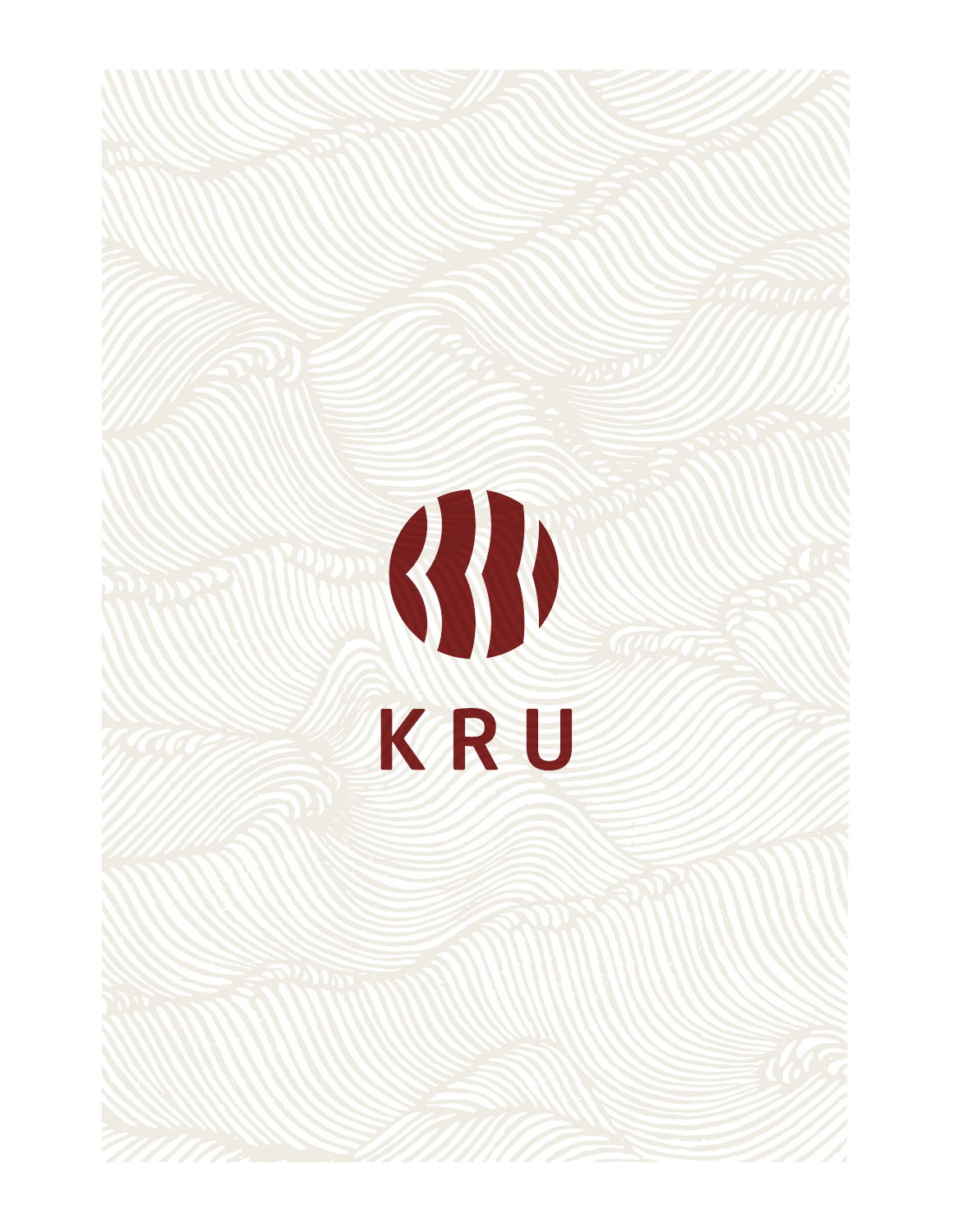# KRU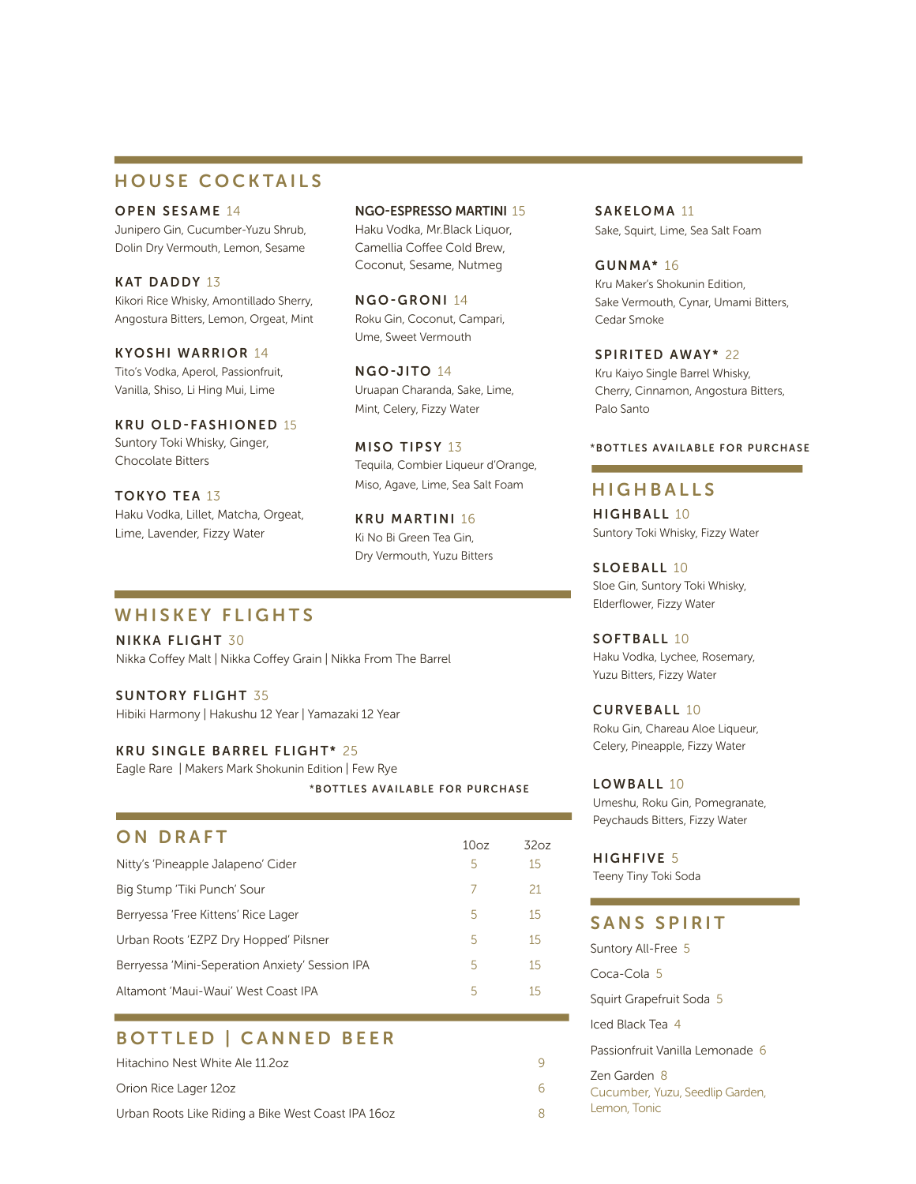## HOUSE COCKTAILS

**OPEN SESAME** 14
Junipero Gin, Cucumber-Yuzu Shrub, Dolin Dry Vermouth, Lemon, Sesame

**KAT DADDY** 13
Kikori Rice Whisky, Amontillado Sherry, Angostura Bitters, Lemon, Orgeat, Mint

**KYOSHI WARRIOR** 14
Tito's Vodka, Aperol, Passionfruit, Vanilla, Shiso, Li Hing Mui, Lime

**KRU OLD-FASHIONED** 15
Suntory Toki Whisky, Ginger, Chocolate Bitters

**TOKYO TEA** 13
Haku Vodka, Lillet, Matcha, Orgeat, Lime, Lavender, Fizzy Water

**NGO-ESPRESSO MARTINI** 15
Haku Vodka, Mr.Black Liquor, Camellia Coffee Cold Brew, Coconut, Sesame, Nutmeg

**NGO-GRONI** 14
Roku Gin, Coconut, Campari, Ume, Sweet Vermouth

**NGO-JITO** 14
Uruapan Charanda, Sake, Lime, Mint, Celery, Fizzy Water

**MISO TIPSY** 13
Tequila, Combier Liqueur d'Orange, Miso, Agave, Lime, Sea Salt Foam

**KRU MARTINI** 16
Ki No Bi Green Tea Gin, Dry Vermouth, Yuzu Bitters

**SAKELOMA** 11
Sake, Squirt, Lime, Sea Salt Foam

**GUNMA*** 16
Kru Maker's Shokunin Edition, Sake Vermouth, Cynar, Umami Bitters, Cedar Smoke

**SPIRITED AWAY*** 22
Kru Kaiyo Single Barrel Whisky, Cherry, Cinnamon, Angostura Bitters, Palo Santo

*BOTTLES AVAILABLE FOR PURCHASE

## WHISKEY FLIGHTS

**NIKKA FLIGHT** 30
Nikka Coffey Malt | Nikka Coffey Grain | Nikka From The Barrel

**SUNTORY FLIGHT** 35
Hibiki Harmony | Hakushu 12 Year | Yamazaki 12 Year

**KRU SINGLE BARREL FLIGHT*** 25
Eagle Rare | Makers Mark Shokunin Edition | Few Rye

*BOTTLES AVAILABLE FOR PURCHASE

## ON DRAFT

| | 10oz | 32oz |
|---|---|---|
| Nitty's 'Pineapple Jalapeno' Cider | 5 | 15 |
| Big Stump 'Tiki Punch' Sour | 7 | 21 |
| Berryessa 'Free Kittens' Rice Lager | 5 | 15 |
| Urban Roots 'EZPZ Dry Hopped' Pilsner | 5 | 15 |
| Berryessa 'Mini-Seperation Anxiety' Session IPA | 5 | 15 |
| Altamont 'Maui-Waui' West Coast IPA | 5 | 15 |

## BOTTLED | CANNED BEER

| | |
|---|---|
| Hitachino Nest White Ale 11.2oz | 9 |
| Orion Rice Lager 12oz | 6 |
| Urban Roots Like Riding a Bike West Coast IPA 16oz | 8 |

## HIGHBALLS

**HIGHBALL** 10
Suntory Toki Whisky, Fizzy Water

**SLOEBALL** 10
Sloe Gin, Suntory Toki Whisky, Elderflower, Fizzy Water

**SOFTBALL** 10
Haku Vodka, Lychee, Rosemary, Yuzu Bitters, Fizzy Water

**CURVEBALL** 10
Roku Gin, Chareau Aloe Liqueur, Celery, Pineapple, Fizzy Water

**LOWBALL** 10
Umeshu, Roku Gin, Pomegranate, Peychauds Bitters, Fizzy Water

**HIGHFIVE** 5
Teeny Tiny Toki Soda

## SANS SPIRIT

Suntory All-Free 5

Coca-Cola 5

Squirt Grapefruit Soda 5

Iced Black Tea 4

Passionfruit Vanilla Lemonade 6

Zen Garden 8
Cucumber, Yuzu, Seedlip Garden, Lemon, Tonic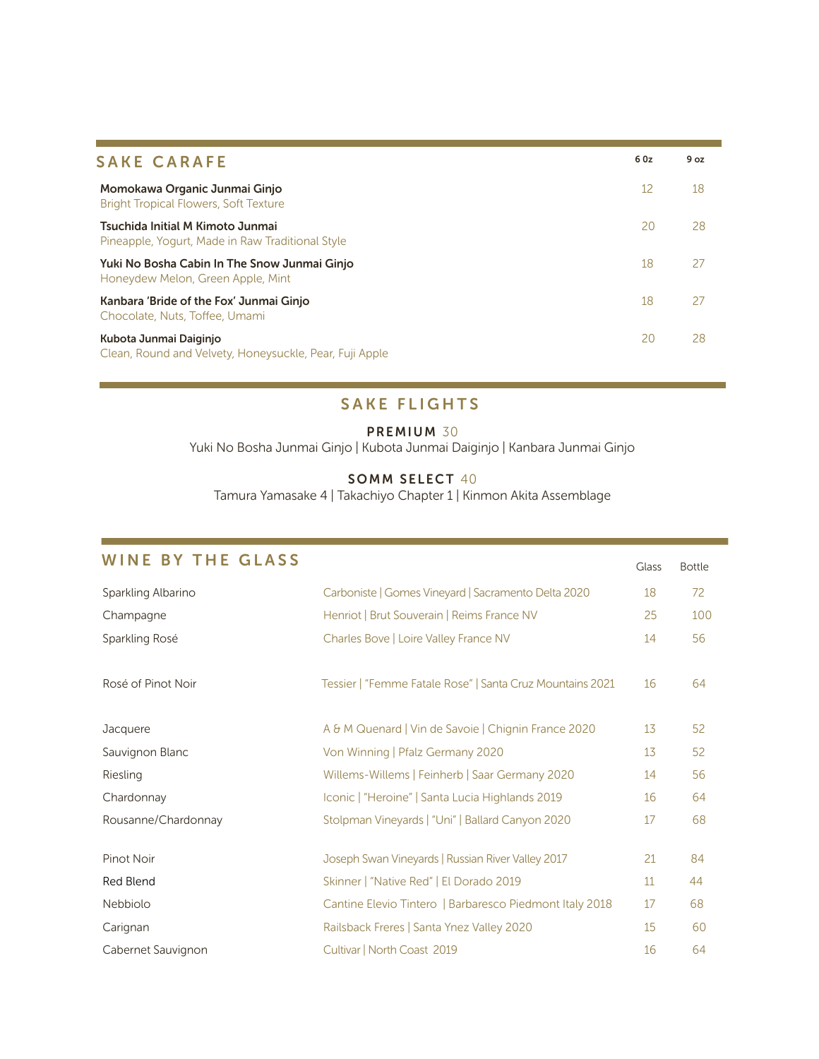## SAKE CARAFE

| | 6 Oz | 9 oz |
|---|---|---|
| **Momokawa Organic Junmai Ginjo**<br>Bright Tropical Flowers, Soft Texture | 12 | 18 |
| **Tsuchida Initial M Kimoto Junmai**<br>Pineapple, Yogurt, Made in Raw Traditional Style | 20 | 28 |
| **Yuki No Bosha Cabin In The Snow Junmai Ginjo**<br>Honeydew Melon, Green Apple, Mint | 18 | 27 |
| **Kanbara 'Bride of the Fox' Junmai Ginjo**<br>Chocolate, Nuts, Toffee, Umami | 18 | 27 |
| **Kubota Junmai Daiginjo**<br>Clean, Round and Velvety, Honeysuckle, Pear, Fuji Apple | 20 | 28 |

## SAKE FLIGHTS

**PREMIUM** 30

Yuki No Bosha Junmai Ginjo | Kubota Junmai Daiginjo | Kanbara Junmai Ginjo

**SOMM SELECT** 40

Tamura Yamasake 4 | Takachiyo Chapter 1 | Kinmon Akita Assemblage

## WINE BY THE GLASS

| | | Glass | Bottle |
|---|---|---|---|
| Sparkling Albarino | Carboniste \| Gomes Vineyard \| Sacramento Delta 2020 | 18 | 72 |
| Champagne | Henriot \| Brut Souverain \| Reims France NV | 25 | 100 |
| Sparkling Rosé | Charles Bove \| Loire Valley France NV | 14 | 56 |
| Rosé of Pinot Noir | Tessier \| "Femme Fatale Rose" \| Santa Cruz Mountains 2021 | 16 | 64 |
| Jacquere | A & M Quenard \| Vin de Savoie \| Chignin France 2020 | 13 | 52 |
| Sauvignon Blanc | Von Winning \| Pfalz Germany 2020 | 13 | 52 |
| Riesling | Willems-Willems \| Feinherb \| Saar Germany 2020 | 14 | 56 |
| Chardonnay | Iconic \| "Heroine" \| Santa Lucia Highlands 2019 | 16 | 64 |
| Rousanne/Chardonnay | Stolpman Vineyards \| "Uni" \| Ballard Canyon 2020 | 17 | 68 |
| Pinot Noir | Joseph Swan Vineyards \| Russian River Valley 2017 | 21 | 84 |
| Red Blend | Skinner \| "Native Red" \| El Dorado 2019 | 11 | 44 |
| Nebbiolo | Cantine Elevio Tintero \| Barbaresco Piedmont Italy 2018 | 17 | 68 |
| Carignan | Railsback Freres \| Santa Ynez Valley 2020 | 15 | 60 |
| Cabernet Sauvignon | Cultivar \| North Coast 2019 | 16 | 64 |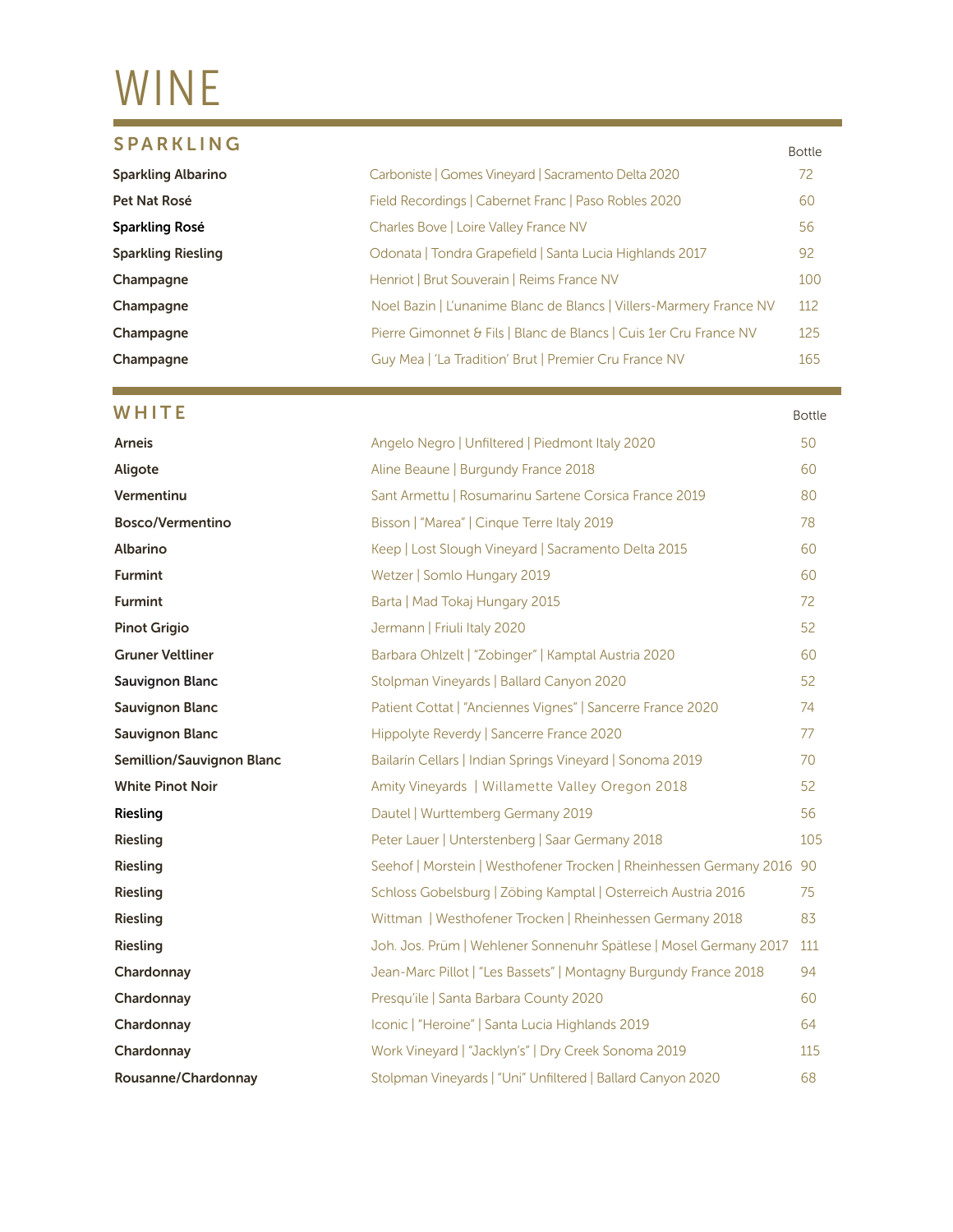# WINE

## SPARKLING

| | | Bottle |
|---|---|---|
| **Sparkling Albarino** | Carboniste \| Gomes Vineyard \| Sacramento Delta 2020 | 72 |
| **Pet Nat Rosé** | Field Recordings \| Cabernet Franc \| Paso Robles 2020 | 60 |
| **Sparkling Rosé** | Charles Bove \| Loire Valley France NV | 56 |
| **Sparkling Riesling** | Odonata \| Tondra Grapefield \| Santa Lucia Highlands 2017 | 92 |
| **Champagne** | Henriot \| Brut Souverain \| Reims France NV | 100 |
| **Champagne** | Noel Bazin \| L'unanime Blanc de Blancs \| Villers-Marmery France NV | 112 |
| **Champagne** | Pierre Gimonnet & Fils \| Blanc de Blancs \| Cuis 1er Cru France NV | 125 |
| **Champagne** | Guy Mea \| 'La Tradition' Brut \| Premier Cru France NV | 165 |

## WHITE

| | | Bottle |
|---|---|---|
| **Arneis** | Angelo Negro \| Unfiltered \| Piedmont Italy 2020 | 50 |
| **Aligote** | Aline Beaune \| Burgundy France 2018 | 60 |
| **Vermentinu** | Sant Armettu \| Rosumarinu Sartene Corsica France 2019 | 80 |
| **Bosco/Vermentino** | Bisson \| "Marea" \| Cinque Terre Italy 2019 | 78 |
| **Albarino** | Keep \| Lost Slough Vineyard \| Sacramento Delta 2015 | 60 |
| **Furmint** | Wetzer \| Somlo Hungary 2019 | 60 |
| **Furmint** | Barta \| Mad Tokaj Hungary 2015 | 72 |
| **Pinot Grigio** | Jermann \| Friuli Italy 2020 | 52 |
| **Gruner Veltliner** | Barbara Ohlzelt \| "Zobinger" \| Kamptal Austria 2020 | 60 |
| **Sauvignon Blanc** | Stolpman Vineyards \| Ballard Canyon 2020 | 52 |
| **Sauvignon Blanc** | Patient Cottat \| "Anciennes Vignes" \| Sancerre France 2020 | 74 |
| **Sauvignon Blanc** | Hippolyte Reverdy \| Sancerre France 2020 | 77 |
| **Semillion/Sauvignon Blanc** | Bailarín Cellars \| Indian Springs Vineyard \| Sonoma 2019 | 70 |
| **White Pinot Noir** | Amity Vineyards \| Willamette Valley Oregon 2018 | 52 |
| **Riesling** | Dautel \| Wurttemberg Germany 2019 | 56 |
| **Riesling** | Peter Lauer \| Unterstenberg \| Saar Germany 2018 | 105 |
| **Riesling** | Seehof \| Morstein \| Westhofener Trocken \| Rheinhessen Germany 2016 | 90 |
| **Riesling** | Schloss Gobelsburg \| Zöbing Kamptal \| Osterreich Austria 2016 | 75 |
| **Riesling** | Wittman \| Westhofener Trocken \| Rheinhessen Germany 2018 | 83 |
| **Riesling** | Joh. Jos. Prüm \| Wehlener Sonnenuhr Spätlese \| Mosel Germany 2017 | 111 |
| **Chardonnay** | Jean-Marc Pillot \| "Les Bassets" \| Montagny Burgundy France 2018 | 94 |
| **Chardonnay** | Presqu'ile \| Santa Barbara County 2020 | 60 |
| **Chardonnay** | Iconic \| "Heroine" \| Santa Lucia Highlands 2019 | 64 |
| **Chardonnay** | Work Vineyard \| "Jacklyn's" \| Dry Creek Sonoma 2019 | 115 |
| **Rousanne/Chardonnay** | Stolpman Vineyards \| "Uni" Unfiltered \| Ballard Canyon 2020 | 68 |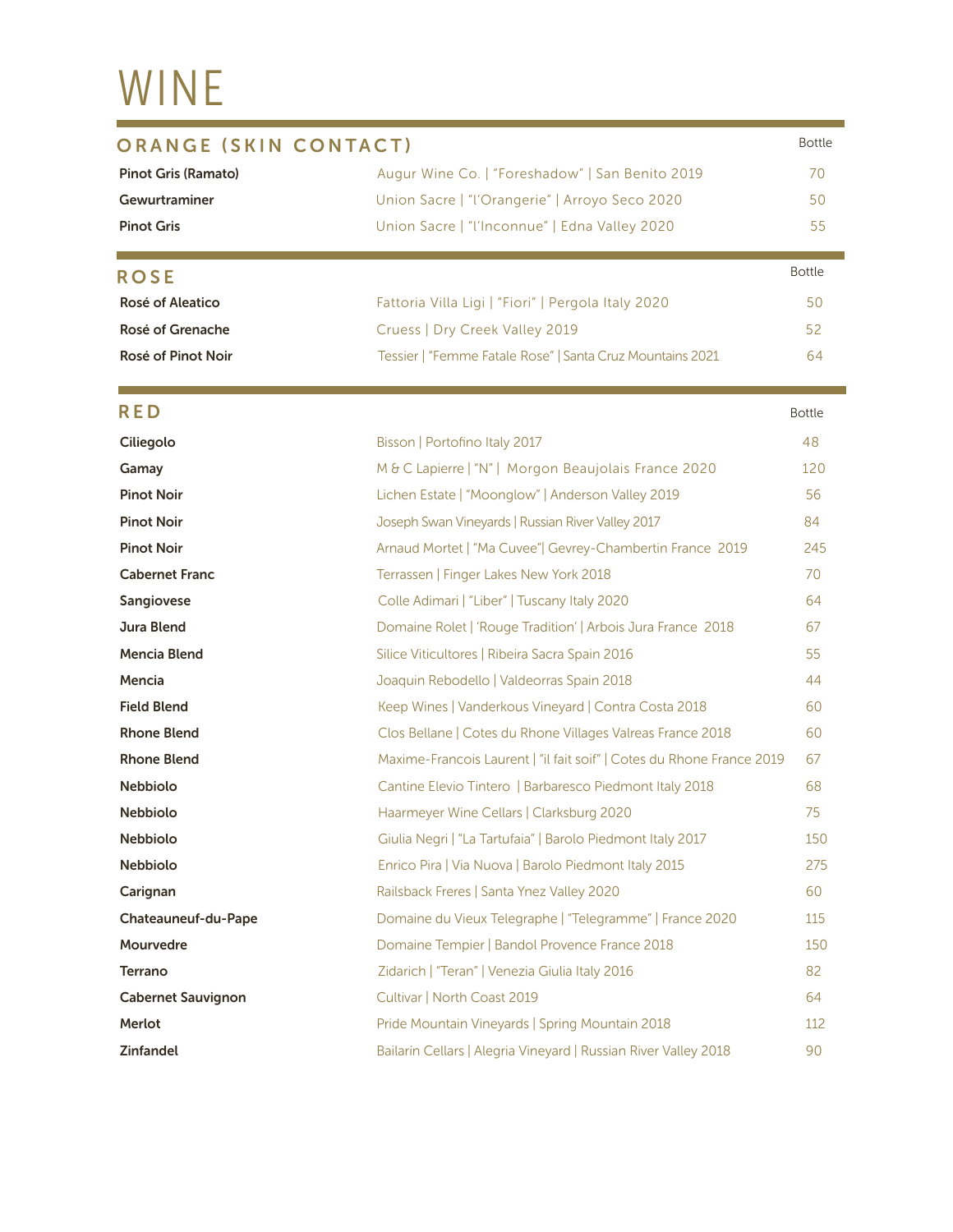# WINE

## ORANGE (SKIN CONTACT)

| | | Bottle |
|---|---|---|
| **Pinot Gris (Ramato)** | Augur Wine Co. \| "Foreshadow" \| San Benito 2019 | 70 |
| **Gewurtraminer** | Union Sacre \| "l'Orangerie" \| Arroyo Seco 2020 | 50 |
| **Pinot Gris** | Union Sacre \| "l'Inconnue" \| Edna Valley 2020 | 55 |

## ROSE

| | | Bottle |
|---|---|---|
| **Rosé of Aleatico** | Fattoria Villa Ligi \| "Fiori" \| Pergola Italy 2020 | 50 |
| **Rosé of Grenache** | Cruess \| Dry Creek Valley 2019 | 52 |
| **Rosé of Pinot Noir** | Tessier \| "Femme Fatale Rose" \| Santa Cruz Mountains 2021 | 64 |

## RED

| | | Bottle |
|---|---|---|
| **Ciliegolo** | Bisson \| Portofino Italy 2017 | 48 |
| **Gamay** | M & C Lapierre \| "N" \| Morgon Beaujolais France 2020 | 120 |
| **Pinot Noir** | Lichen Estate \| "Moonglow" \| Anderson Valley 2019 | 56 |
| **Pinot Noir** | Joseph Swan Vineyards \| Russian River Valley 2017 | 84 |
| **Pinot Noir** | Arnaud Mortet \| "Ma Cuvee"\| Gevrey-Chambertin France 2019 | 245 |
| **Cabernet Franc** | Terrassen \| Finger Lakes New York 2018 | 70 |
| **Sangiovese** | Colle Adimari \| "Liber" \| Tuscany Italy 2020 | 64 |
| **Jura Blend** | Domaine Rolet \| 'Rouge Tradition' \| Arbois Jura France 2018 | 67 |
| **Mencia Blend** | Silice Viticultores \| Ribeira Sacra Spain 2016 | 55 |
| **Mencia** | Joaquin Rebodello \| Valdeorras Spain 2018 | 44 |
| **Field Blend** | Keep Wines \| Vanderkous Vineyard \| Contra Costa 2018 | 60 |
| **Rhone Blend** | Clos Bellane \| Cotes du Rhone Villages Valreas France 2018 | 60 |
| **Rhone Blend** | Maxime-Francois Laurent \| "il fait soif" \| Cotes du Rhone France 2019 | 67 |
| **Nebbiolo** | Cantine Elevio Tintero \| Barbaresco Piedmont Italy 2018 | 68 |
| **Nebbiolo** | Haarmeyer Wine Cellars \| Clarksburg 2020 | 75 |
| **Nebbiolo** | Giulia Negri \| "La Tartufaia" \| Barolo Piedmont Italy 2017 | 150 |
| **Nebbiolo** | Enrico Pira \| Via Nuova \| Barolo Piedmont Italy 2015 | 275 |
| **Carignan** | Railsback Freres \| Santa Ynez Valley 2020 | 60 |
| **Chateauneuf-du-Pape** | Domaine du Vieux Telegraphe \| "Telegramme" \| France 2020 | 115 |
| **Mourvedre** | Domaine Tempier \| Bandol Provence France 2018 | 150 |
| **Terrano** | Zidarich \| "Teran" \| Venezia Giulia Italy 2016 | 82 |
| **Cabernet Sauvignon** | Cultivar \| North Coast 2019 | 64 |
| **Merlot** | Pride Mountain Vineyards \| Spring Mountain 2018 | 112 |
| **Zinfandel** | Bailarin Cellars \| Alegria Vineyard \| Russian River Valley 2018 | 90 |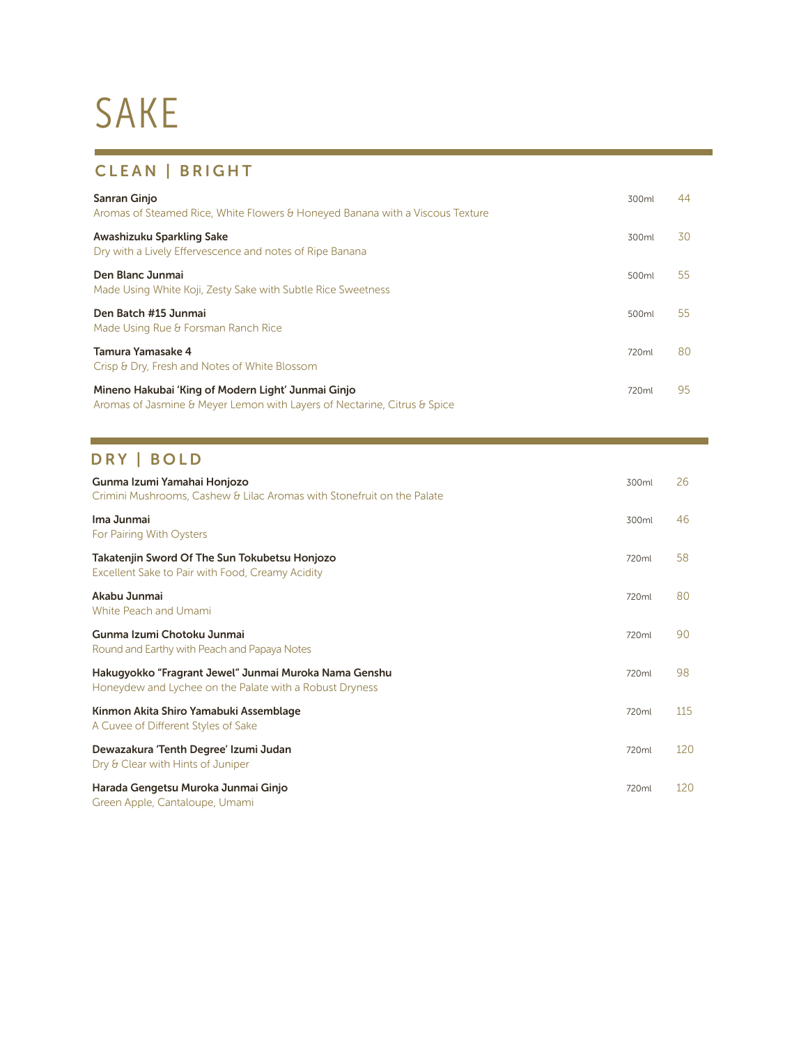# SAKE

## CLEAN | BRIGHT

**Sanran Ginjo** 300ml 44
Aromas of Steamed Rice, White Flowers & Honeyed Banana with a Viscous Texture

**Awashizuku Sparkling Sake** 300ml 30
Dry with a Lively Effervescence and notes of Ripe Banana

**Den Blanc Junmai** 500ml 55
Made Using White Koji, Zesty Sake with Subtle Rice Sweetness

**Den Batch #15 Junmai** 500ml 55
Made Using Rue & Forsman Ranch Rice

**Tamura Yamasake 4** 720ml 80
Crisp & Dry, Fresh and Notes of White Blossom

**Mineno Hakubai 'King of Modern Light' Junmai Ginjo** 720ml 95
Aromas of Jasmine & Meyer Lemon with Layers of Nectarine, Citrus & Spice

## DRY | BOLD

**Gunma Izumi Yamahai Honjozo** 300ml 26
Crimini Mushrooms, Cashew & Lilac Aromas with Stonefruit on the Palate

**Ima Junmai** 300ml 46
For Pairing With Oysters

**Takatenjin Sword Of The Sun Tokubetsu Honjozo** 720ml 58
Excellent Sake to Pair with Food, Creamy Acidity

**Akabu Junmai** 720ml 80
White Peach and Umami

**Gunma Izumi Chotoku Junmai** 720ml 90
Round and Earthy with Peach and Papaya Notes

**Hakugyokko "Fragrant Jewel" Junmai Muroka Nama Genshu** 720ml 98
Honeydew and Lychee on the Palate with a Robust Dryness

**Kinmon Akita Shiro Yamabuki Assemblage** 720ml 115
A Cuvee of Different Styles of Sake

**Dewazakura 'Tenth Degree' Izumi Judan** 720ml 120
Dry & Clear with Hints of Juniper

**Harada Gengetsu Muroka Junmai Ginjo** 720ml 120
Green Apple, Cantaloupe, Umami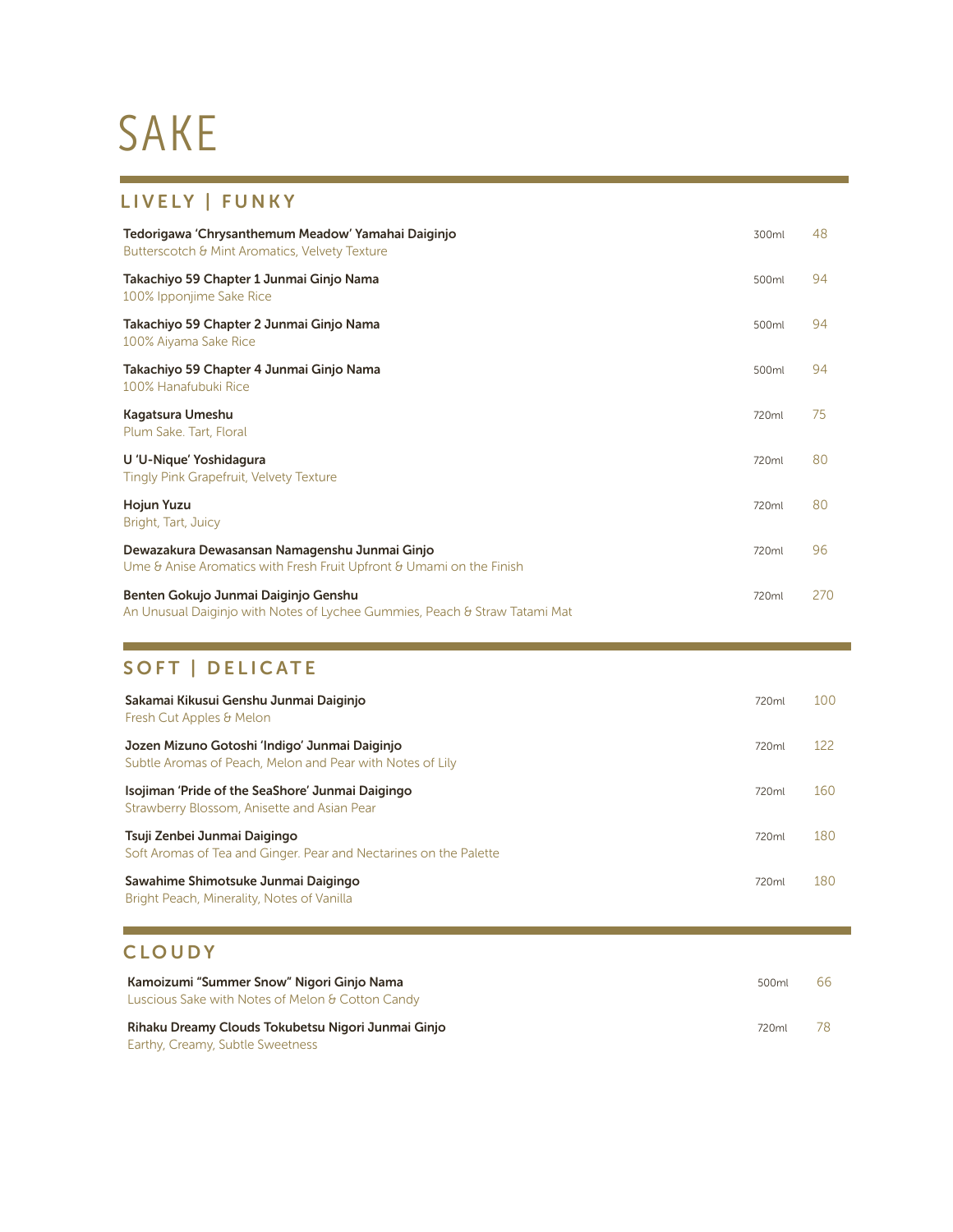# SAKE

## LIVELY | FUNKY

| Sake | Size | Price |
|---|---|---|
| **Tedorigawa 'Chrysanthemum Meadow' Yamahai Daiginjo**<br>Butterscotch & Mint Aromatics, Velvety Texture | 300ml | 48 |
| **Takachiyo 59 Chapter 1 Junmai Ginjo Nama**<br>100% Ipponjime Sake Rice | 500ml | 94 |
| **Takachiyo 59 Chapter 2 Junmai Ginjo Nama**<br>100% Aiyama Sake Rice | 500ml | 94 |
| **Takachiyo 59 Chapter 4 Junmai Ginjo Nama**<br>100% Hanafubuki Rice | 500ml | 94 |
| **Kagatsura Umeshu**<br>Plum Sake. Tart, Floral | 720ml | 75 |
| **U 'U-Nique' Yoshidagura**<br>Tingly Pink Grapefruit, Velvety Texture | 720ml | 80 |
| **Hojun Yuzu**<br>Bright, Tart, Juicy | 720ml | 80 |
| **Dewazakura Dewasansan Namagenshu Junmai Ginjo**<br>Ume & Anise Aromatics with Fresh Fruit Upfront & Umami on the Finish | 720ml | 96 |
| **Benten Gokujo Junmai Daiginjo Genshu**<br>An Unusual Daiginjo with Notes of Lychee Gummies, Peach & Straw Tatami Mat | 720ml | 270 |

## SOFT | DELICATE

| Sake | Size | Price |
|---|---|---|
| **Sakamai Kikusui Genshu Junmai Daiginjo**<br>Fresh Cut Apples & Melon | 720ml | 100 |
| **Jozen Mizuno Gotoshi 'Indigo' Junmai Daiginjo**<br>Subtle Aromas of Peach, Melon and Pear with Notes of Lily | 720ml | 122 |
| **Isojiman 'Pride of the SeaShore' Junmai Daigingo**<br>Strawberry Blossom, Anisette and Asian Pear | 720ml | 160 |
| **Tsuji Zenbei Junmai Daigingo**<br>Soft Aromas of Tea and Ginger. Pear and Nectarines on the Palette | 720ml | 180 |
| **Sawahime Shimotsuke Junmai Daigingo**<br>Bright Peach, Minerality, Notes of Vanilla | 720ml | 180 |

## CLOUDY

| Sake | Size | Price |
|---|---|---|
| **Kamoizumi "Summer Snow" Nigori Ginjo Nama**<br>Luscious Sake with Notes of Melon & Cotton Candy | 500ml | 66 |
| **Rihaku Dreamy Clouds Tokubetsu Nigori Junmai Ginjo**<br>Earthy, Creamy, Subtle Sweetness | 720ml | 78 |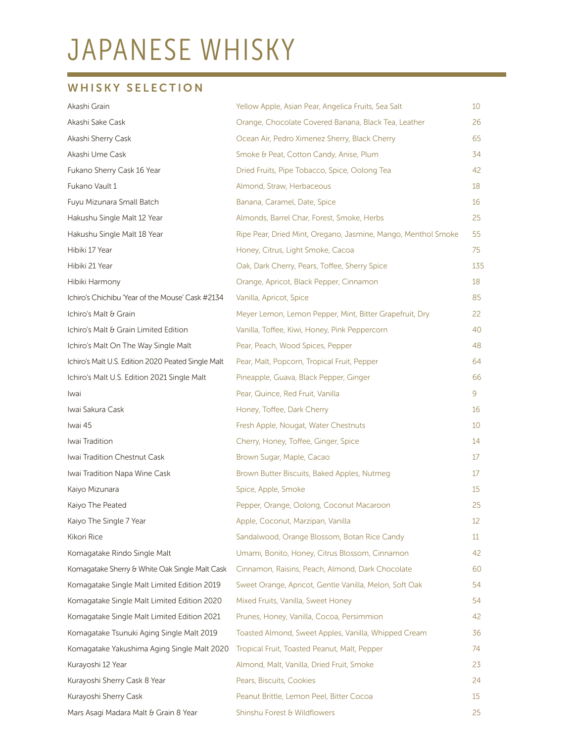# JAPANESE WHISKY

## WHISKY SELECTION

| | | |
|---|---|---|
| Akashi Grain | Yellow Apple, Asian Pear, Angelica Fruits, Sea Salt | 10 |
| Akashi Sake Cask | Orange, Chocolate Covered Banana, Black Tea, Leather | 26 |
| Akashi Sherry Cask | Ocean Air, Pedro Ximenez Sherry, Black Cherry | 65 |
| Akashi Ume Cask | Smoke & Peat, Cotton Candy, Anise, Plum | 34 |
| Fukano Sherry Cask 16 Year | Dried Fruits, Pipe Tobacco, Spice, Oolong Tea | 42 |
| Fukano Vault 1 | Almond, Straw, Herbaceous | 18 |
| Fuyu Mizunara Small Batch | Banana, Caramel, Date, Spice | 16 |
| Hakushu Single Malt 12 Year | Almonds, Barrel Char, Forest, Smoke, Herbs | 25 |
| Hakushu Single Malt 18 Year | Ripe Pear, Dried Mint, Oregano, Jasmine, Mango, Menthol Smoke | 55 |
| Hibiki 17 Year | Honey, Citrus, Light Smoke, Cacoa | 75 |
| Hibiki 21 Year | Oak, Dark Cherry, Pears, Toffee, Sherry Spice | 135 |
| Hibiki Harmony | Orange, Apricot, Black Pepper, Cinnamon | 18 |
| Ichiro's Chichibu 'Year of the Mouse' Cask #2134 | Vanilla, Apricot, Spice | 85 |
| Ichiro's Malt & Grain | Meyer Lemon, Lemon Pepper, Mint, Bitter Grapefruit, Dry | 22 |
| Ichiro's Malt & Grain Limited Edition | Vanilla, Toffee, Kiwi, Honey, Pink Peppercorn | 40 |
| Ichiro's Malt On The Way Single Malt | Pear, Peach, Wood Spices, Pepper | 48 |
| Ichiro's Malt U.S. Edition 2020 Peated Single Malt | Pear, Malt, Popcorn, Tropical Fruit, Pepper | 64 |
| Ichiro's Malt U.S. Edition 2021 Single Malt | Pineapple, Guava, Black Pepper, Ginger | 66 |
| Iwai | Pear, Quince, Red Fruit, Vanilla | 9 |
| Iwai Sakura Cask | Honey, Toffee, Dark Cherry | 16 |
| Iwai 45 | Fresh Apple, Nougat, Water Chestnuts | 10 |
| Iwai Tradition | Cherry, Honey, Toffee, Ginger, Spice | 14 |
| Iwai Tradition Chestnut Cask | Brown Sugar, Maple, Cacao | 17 |
| Iwai Tradition Napa Wine Cask | Brown Butter Biscuits, Baked Apples, Nutmeg | 17 |
| Kaiyo Mizunara | Spice, Apple, Smoke | 15 |
| Kaiyo The Peated | Pepper, Orange, Oolong, Coconut Macaroon | 25 |
| Kaiyo The Single 7 Year | Apple, Coconut, Marzipan, Vanilla | 12 |
| Kikori Rice | Sandalwood, Orange Blossom, Botan Rice Candy | 11 |
| Komagatake Rindo Single Malt | Umami, Bonito, Honey, Citrus Blossom, Cinnamon | 42 |
| Komagatake Sherry & White Oak Single Malt Cask | Cinnamon, Raisins, Peach, Almond, Dark Chocolate | 60 |
| Komagatake Single Malt Limited Edition 2019 | Sweet Orange, Apricot, Gentle Vanilla, Melon, Soft Oak | 54 |
| Komagatake Single Malt Limited Edition 2020 | Mixed Fruits, Vanilla, Sweet Honey | 54 |
| Komagatake Single Malt Limited Edition 2021 | Prunes, Honey, Vanilla, Cocoa, Persimmion | 42 |
| Komagatake Tsunuki Aging Single Malt 2019 | Toasted Almond, Sweet Apples, Vanilla, Whipped Cream | 36 |
| Komagatake Yakushima Aging Single Malt 2020 | Tropical Fruit, Toasted Peanut, Malt, Pepper | 74 |
| Kurayoshi 12 Year | Almond, Malt, Vanilla, Dried Fruit, Smoke | 23 |
| Kurayoshi Sherry Cask 8 Year | Pears, Biscuits, Cookies | 24 |
| Kurayoshi Sherry Cask | Peanut Brittle, Lemon Peel, Bitter Cocoa | 15 |
| Mars Asagi Madara Malt & Grain 8 Year | Shinshu Forest & Wildflowers | 25 |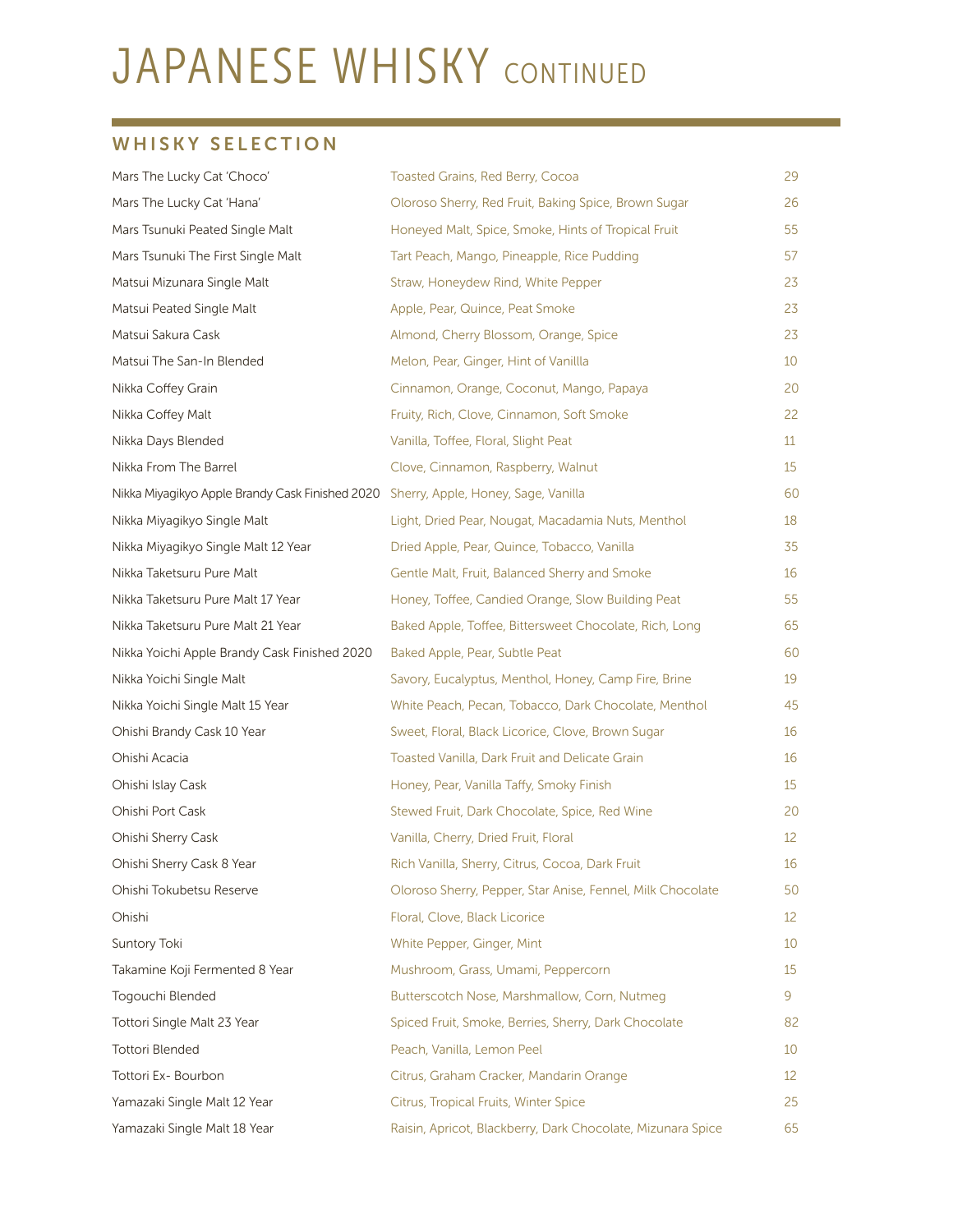# JAPANESE WHISKY CONTINUED

## WHISKY SELECTION

| | | |
|---|---|---|
| Mars The Lucky Cat 'Choco' | Toasted Grains, Red Berry, Cocoa | 29 |
| Mars The Lucky Cat 'Hana' | Oloroso Sherry, Red Fruit, Baking Spice, Brown Sugar | 26 |
| Mars Tsunuki Peated Single Malt | Honeyed Malt, Spice, Smoke, Hints of Tropical Fruit | 55 |
| Mars Tsunuki The First Single Malt | Tart Peach, Mango, Pineapple, Rice Pudding | 57 |
| Matsui Mizunara Single Malt | Straw, Honeydew Rind, White Pepper | 23 |
| Matsui Peated Single Malt | Apple, Pear, Quince, Peat Smoke | 23 |
| Matsui Sakura Cask | Almond, Cherry Blossom, Orange, Spice | 23 |
| Matsui The San-In Blended | Melon, Pear, Ginger, Hint of Vanillla | 10 |
| Nikka Coffey Grain | Cinnamon, Orange, Coconut, Mango, Papaya | 20 |
| Nikka Coffey Malt | Fruity, Rich, Clove, Cinnamon, Soft Smoke | 22 |
| Nikka Days Blended | Vanilla, Toffee, Floral, Slight Peat | 11 |
| Nikka From The Barrel | Clove, Cinnamon, Raspberry, Walnut | 15 |
| Nikka Miyagikyo Apple Brandy Cask Finished 2020 | Sherry, Apple, Honey, Sage, Vanilla | 60 |
| Nikka Miyagikyo Single Malt | Light, Dried Pear, Nougat, Macadamia Nuts, Menthol | 18 |
| Nikka Miyagikyo Single Malt 12 Year | Dried Apple, Pear, Quince, Tobacco, Vanilla | 35 |
| Nikka Taketsuru Pure Malt | Gentle Malt, Fruit, Balanced Sherry and Smoke | 16 |
| Nikka Taketsuru Pure Malt 17 Year | Honey, Toffee, Candied Orange, Slow Building Peat | 55 |
| Nikka Taketsuru Pure Malt 21 Year | Baked Apple, Toffee, Bittersweet Chocolate, Rich, Long | 65 |
| Nikka Yoichi Apple Brandy Cask Finished 2020 | Baked Apple, Pear, Subtle Peat | 60 |
| Nikka Yoichi Single Malt | Savory, Eucalyptus, Menthol, Honey, Camp Fire, Brine | 19 |
| Nikka Yoichi Single Malt 15 Year | White Peach, Pecan, Tobacco, Dark Chocolate, Menthol | 45 |
| Ohishi Brandy Cask 10 Year | Sweet, Floral, Black Licorice, Clove, Brown Sugar | 16 |
| Ohishi Acacia | Toasted Vanilla, Dark Fruit and Delicate Grain | 16 |
| Ohishi Islay Cask | Honey, Pear, Vanilla Taffy, Smoky Finish | 15 |
| Ohishi Port Cask | Stewed Fruit, Dark Chocolate, Spice, Red Wine | 20 |
| Ohishi Sherry Cask | Vanilla, Cherry, Dried Fruit, Floral | 12 |
| Ohishi Sherry Cask 8 Year | Rich Vanilla, Sherry, Citrus, Cocoa, Dark Fruit | 16 |
| Ohishi Tokubetsu Reserve | Oloroso Sherry, Pepper, Star Anise, Fennel, Milk Chocolate | 50 |
| Ohishi | Floral, Clove, Black Licorice | 12 |
| Suntory Toki | White Pepper, Ginger, Mint | 10 |
| Takamine Koji Fermented 8 Year | Mushroom, Grass, Umami, Peppercorn | 15 |
| Togouchi Blended | Butterscotch Nose, Marshmallow, Corn, Nutmeg | 9 |
| Tottori Single Malt 23 Year | Spiced Fruit, Smoke, Berries, Sherry, Dark Chocolate | 82 |
| Tottori Blended | Peach, Vanilla, Lemon Peel | 10 |
| Tottori Ex- Bourbon | Citrus, Graham Cracker, Mandarin Orange | 12 |
| Yamazaki Single Malt 12 Year | Citrus, Tropical Fruits, Winter Spice | 25 |
| Yamazaki Single Malt 18 Year | Raisin, Apricot, Blackberry, Dark Chocolate, Mizunara Spice | 65 |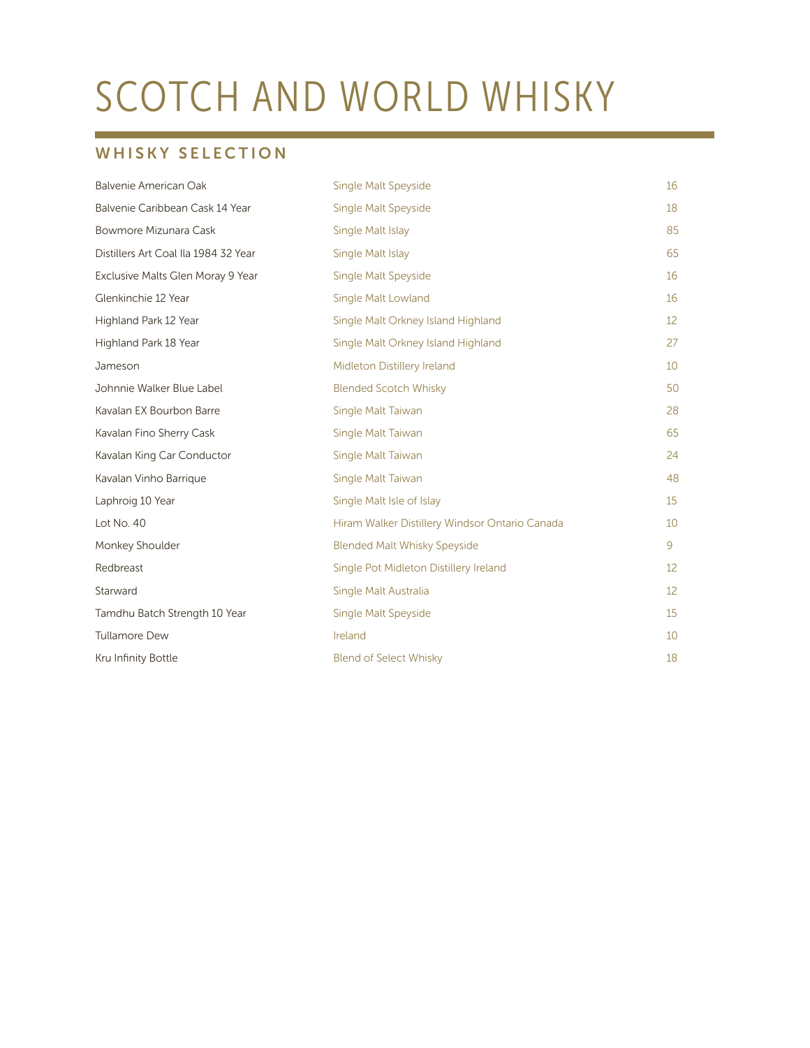# SCOTCH AND WORLD WHISKY

## WHISKY SELECTION

| | | |
|---|---|---|
| Balvenie American Oak | Single Malt Speyside | 16 |
| Balvenie Caribbean Cask 14 Year | Single Malt Speyside | 18 |
| Bowmore Mizunara Cask | Single Malt Islay | 85 |
| Distillers Art Coal Ila 1984 32 Year | Single Malt Islay | 65 |
| Exclusive Malts Glen Moray 9 Year | Single Malt Speyside | 16 |
| Glenkinchie 12 Year | Single Malt Lowland | 16 |
| Highland Park 12 Year | Single Malt Orkney Island Highland | 12 |
| Highland Park 18 Year | Single Malt Orkney Island Highland | 27 |
| Jameson | Midleton Distillery Ireland | 10 |
| Johnnie Walker Blue Label | Blended Scotch Whisky | 50 |
| Kavalan EX Bourbon Barre | Single Malt Taiwan | 28 |
| Kavalan Fino Sherry Cask | Single Malt Taiwan | 65 |
| Kavalan King Car Conductor | Single Malt Taiwan | 24 |
| Kavalan Vinho Barrique | Single Malt Taiwan | 48 |
| Laphroig 10 Year | Single Malt Isle of Islay | 15 |
| Lot No. 40 | Hiram Walker Distillery Windsor Ontario Canada | 10 |
| Monkey Shoulder | Blended Malt Whisky Speyside | 9 |
| Redbreast | Single Pot Midleton Distillery Ireland | 12 |
| Starward | Single Malt Australia | 12 |
| Tamdhu Batch Strength 10 Year | Single Malt Speyside | 15 |
| Tullamore Dew | Ireland | 10 |
| Kru Infinity Bottle | Blend of Select Whisky | 18 |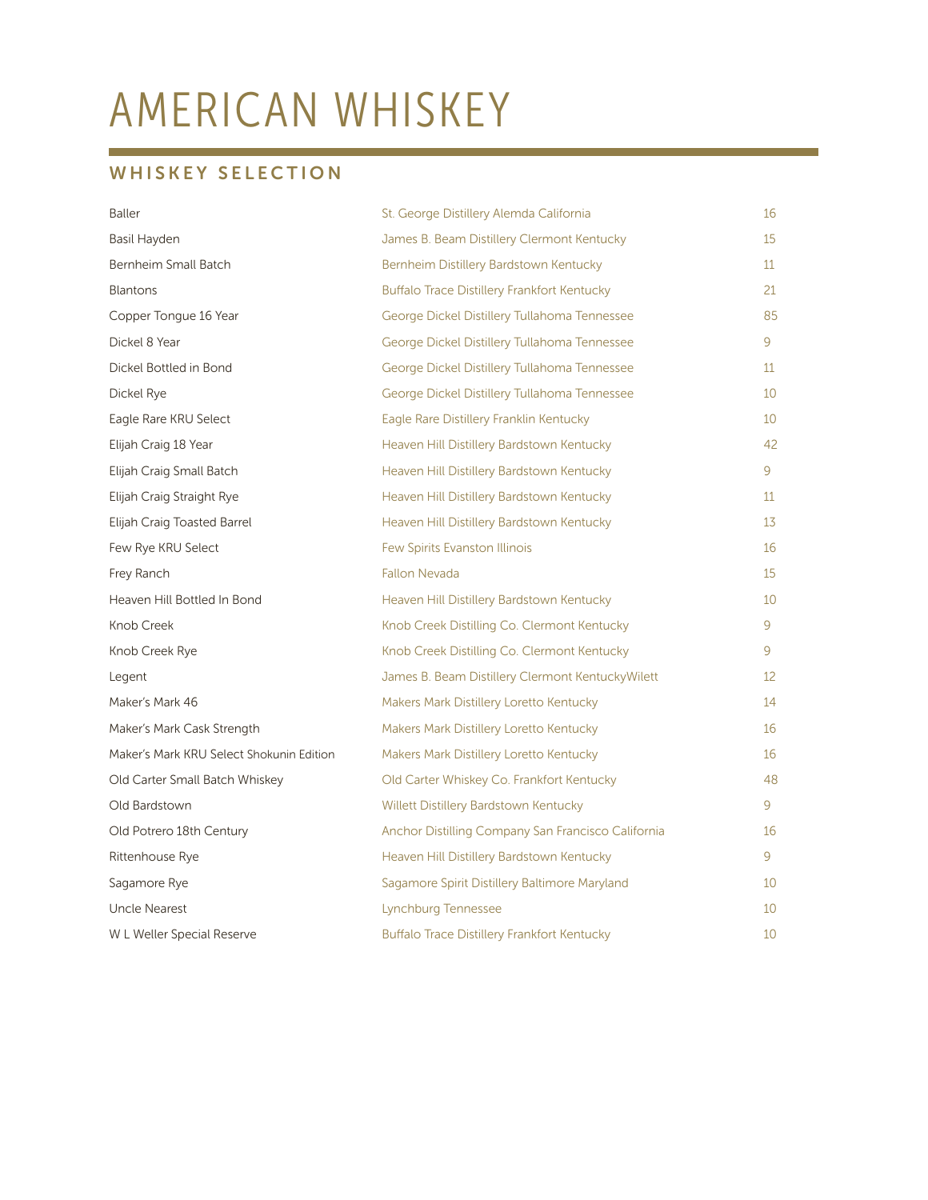# AMERICAN WHISKEY

## WHISKEY SELECTION

| | | |
|---|---|---|
| Baller | St. George Distillery Alemda California | 16 |
| Basil Hayden | James B. Beam Distillery Clermont Kentucky | 15 |
| Bernheim Small Batch | Bernheim Distillery Bardstown Kentucky | 11 |
| Blantons | Buffalo Trace Distillery Frankfort Kentucky | 21 |
| Copper Tongue 16 Year | George Dickel Distillery Tullahoma Tennessee | 85 |
| Dickel 8 Year | George Dickel Distillery Tullahoma Tennessee | 9 |
| Dickel Bottled in Bond | George Dickel Distillery Tullahoma Tennessee | 11 |
| Dickel Rye | George Dickel Distillery Tullahoma Tennessee | 10 |
| Eagle Rare KRU Select | Eagle Rare Distillery Franklin Kentucky | 10 |
| Elijah Craig 18 Year | Heaven Hill Distillery Bardstown Kentucky | 42 |
| Elijah Craig Small Batch | Heaven Hill Distillery Bardstown Kentucky | 9 |
| Elijah Craig Straight Rye | Heaven Hill Distillery Bardstown Kentucky | 11 |
| Elijah Craig Toasted Barrel | Heaven Hill Distillery Bardstown Kentucky | 13 |
| Few Rye KRU Select | Few Spirits Evanston Illinois | 16 |
| Frey Ranch | Fallon Nevada | 15 |
| Heaven Hill Bottled In Bond | Heaven Hill Distillery Bardstown Kentucky | 10 |
| Knob Creek | Knob Creek Distilling Co. Clermont Kentucky | 9 |
| Knob Creek Rye | Knob Creek Distilling Co. Clermont Kentucky | 9 |
| Legent | James B. Beam Distillery Clermont KentuckyWilett | 12 |
| Maker's Mark 46 | Makers Mark Distillery Loretto Kentucky | 14 |
| Maker's Mark Cask Strength | Makers Mark Distillery Loretto Kentucky | 16 |
| Maker's Mark KRU Select Shokunin Edition | Makers Mark Distillery Loretto Kentucky | 16 |
| Old Carter Small Batch Whiskey | Old Carter Whiskey Co. Frankfort Kentucky | 48 |
| Old Bardstown | Willett Distillery Bardstown Kentucky | 9 |
| Old Potrero 18th Century | Anchor Distilling Company San Francisco California | 16 |
| Rittenhouse Rye | Heaven Hill Distillery Bardstown Kentucky | 9 |
| Sagamore Rye | Sagamore Spirit Distillery Baltimore Maryland | 10 |
| Uncle Nearest | Lynchburg Tennessee | 10 |
| W L Weller Special Reserve | Buffalo Trace Distillery Frankfort Kentucky | 10 |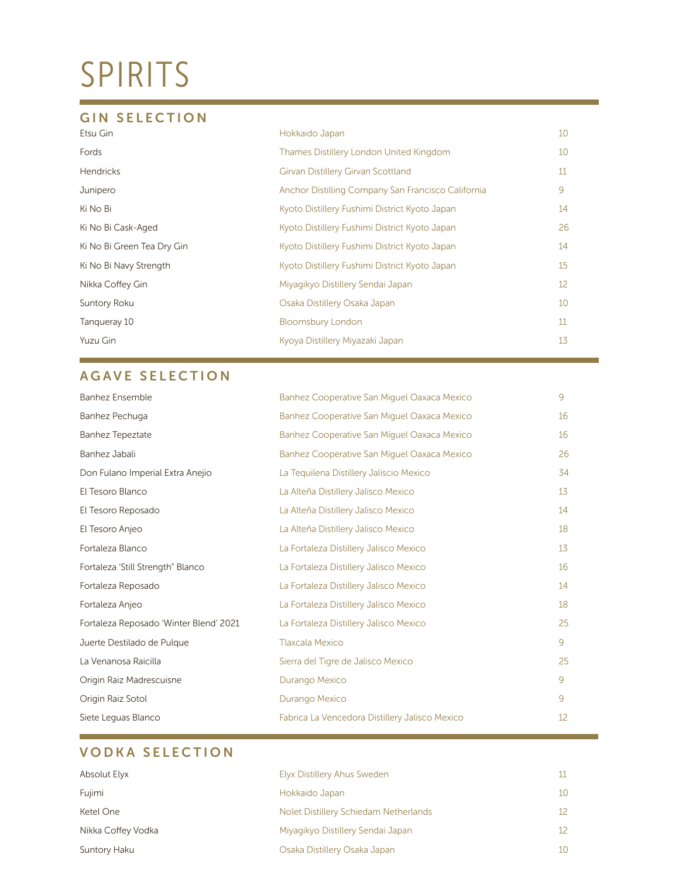# SPIRITS

## GIN SELECTION

| | | |
|---|---|---|
| Etsu Gin | Hokkaido Japan | 10 |
| Fords | Thames Distillery London United Kingdom | 10 |
| Hendricks | Girvan Distillery Girvan Scottland | 11 |
| Junipero | Anchor Distilling Company San Francisco California | 9 |
| Ki No Bi | Kyoto Distillery Fushimi District Kyoto Japan | 14 |
| Ki No Bi Cask-Aged | Kyoto Distillery Fushimi District Kyoto Japan | 26 |
| Ki No Bi Green Tea Dry Gin | Kyoto Distillery Fushimi District Kyoto Japan | 14 |
| Ki No Bi Navy Strength | Kyoto Distillery Fushimi District Kyoto Japan | 15 |
| Nikka Coffey Gin | Miyagikyo Distillery Sendai Japan | 12 |
| Suntory Roku | Osaka Distillery Osaka Japan | 10 |
| Tanqueray 10 | Bloomsbury London | 11 |
| Yuzu Gin | Kyoya Distillery Miyazaki Japan | 13 |

## AGAVE SELECTION

| | | |
|---|---|---|
| Banhez Ensemble | Banhez Cooperative San Miguel Oaxaca Mexico | 9 |
| Banhez Pechuga | Banhez Cooperative San Miguel Oaxaca Mexico | 16 |
| Banhez Tepeztate | Banhez Cooperative San Miguel Oaxaca Mexico | 16 |
| Banhez Jabali | Banhez Cooperative San Miguel Oaxaca Mexico | 26 |
| Don Fulano Imperial Extra Anejio | La Tequilena Distillery Jaliscio Mexico | 34 |
| El Tesoro Blanco | La Alteña Distillery Jalisco Mexico | 13 |
| El Tesoro Reposado | La Alteña Distillery Jalisco Mexico | 14 |
| El Tesoro Anjeo | La Alteña Distillery Jalisco Mexico | 18 |
| Fortaleza Blanco | La Fortaleza Distillery Jalisco Mexico | 13 |
| Fortaleza 'Still Strength" Blanco | La Fortaleza Distillery Jalisco Mexico | 16 |
| Fortaleza Reposado | La Fortaleza Distillery Jalisco Mexico | 14 |
| Fortaleza Anjeo | La Fortaleza Distillery Jalisco Mexico | 18 |
| Fortaleza Reposado 'Winter Blend' 2021 | La Fortaleza Distillery Jalisco Mexico | 25 |
| Juerte Destilado de Pulque | Tlaxcala Mexico | 9 |
| La Venanosa Raicilla | Sierra del Tigre de Jalisco Mexico | 25 |
| Origin Raiz Madrescuisne | Durango Mexico | 9 |
| Origin Raiz Sotol | Durango Mexico | 9 |
| Siete Leguas Blanco | Fabrica La Vencedora Distillery Jalisco Mexico | 12 |

## VODKA SELECTION

| | | |
|---|---|---|
| Absolut Elyx | Elyx Distillery Ahus Sweden | 11 |
| Fujimi | Hokkaido Japan | 10 |
| Ketel One | Nolet Distillery Schiedam Netherlands | 12 |
| Nikka Coffey Vodka | Miyagikyo Distillery Sendai Japan | 12 |
| Suntory Haku | Osaka Distillery Osaka Japan | 10 |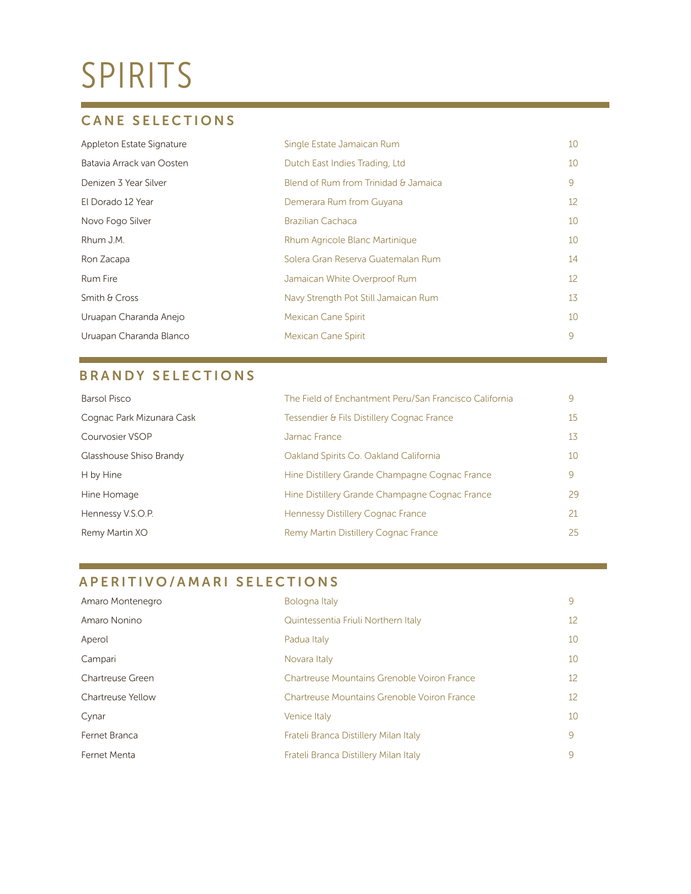# SPIRITS

## CANE SELECTIONS

| | | |
|---|---|---|
| Appleton Estate Signature | Single Estate Jamaican Rum | 10 |
| Batavia Arrack van Oosten | Dutch East Indies Trading, Ltd | 10 |
| Denizen 3 Year Silver | Blend of Rum from Trinidad & Jamaica | 9 |
| El Dorado 12 Year | Demerara Rum from Guyana | 12 |
| Novo Fogo Silver | Brazilian Cachaca | 10 |
| Rhum J.M. | Rhum Agricole Blanc Martinique | 10 |
| Ron Zacapa | Solera Gran Reserva Guatemalan Rum | 14 |
| Rum Fire | Jamaican White Overproof Rum | 12 |
| Smith & Cross | Navy Strength Pot Still Jamaican Rum | 13 |
| Uruapan Charanda Anejo | Mexican Cane Spirit | 10 |
| Uruapan Charanda Blanco | Mexican Cane Spirit | 9 |

## BRANDY SELECTIONS

| | | |
|---|---|---|
| Barsol Pisco | The Field of Enchantment Peru/San Francisco California | 9 |
| Cognac Park Mizunara Cask | Tessendier & Fils Distillery Cognac France | 15 |
| Courvosier VSOP | Jarnac France | 13 |
| Glasshouse Shiso Brandy | Oakland Spirits Co. Oakland California | 10 |
| H by Hine | Hine Distillery Grande Champagne Cognac France | 9 |
| Hine Homage | Hine Distillery Grande Champagne Cognac France | 29 |
| Hennessy V.S.O.P. | Hennessy Distillery Cognac France | 21 |
| Remy Martin XO | Remy Martin Distillery Cognac France | 25 |

## APERITIVO/AMARI SELECTIONS

| | | |
|---|---|---|
| Amaro Montenegro | Bologna Italy | 9 |
| Amaro Nonino | Quintessentia Friuli Northern Italy | 12 |
| Aperol | Padua Italy | 10 |
| Campari | Novara Italy | 10 |
| Chartreuse Green | Chartreuse Mountains Grenoble Voiron France | 12 |
| Chartreuse Yellow | Chartreuse Mountains Grenoble Voiron France | 12 |
| Cynar | Venice Italy | 10 |
| Fernet Branca | Frateli Branca Distillery Milan Italy | 9 |
| Fernet Menta | Frateli Branca Distillery Milan Italy | 9 |